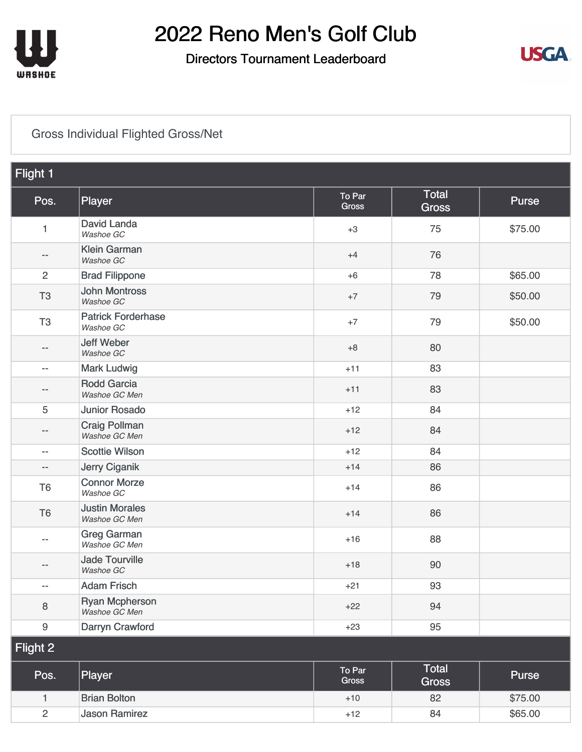# 2022 Reno Men's Golf Club

## Directors Tournament Leaderboard

Gross Individual Flighted Gross/Net

### Flight 1

| Pos. | Player | To Par Gross | Total Gross | Purse |
|---|---|---|---|---|
| 1 | David Landa *Washoe GC* | +3 | 75 | $75.00 |
| -- | Klein Garman *Washoe GC* | +4 | 76 | |
| 2 | Brad Filippone | +6 | 78 | $65.00 |
| T3 | John Montross *Washoe GC* | +7 | 79 | $50.00 |
| T3 | Patrick Forderhase *Washoe GC* | +7 | 79 | $50.00 |
| -- | Jeff Weber *Washoe GC* | +8 | 80 | |
| -- | Mark Ludwig | +11 | 83 | |
| -- | Rodd Garcia *Washoe GC Men* | +11 | 83 | |
| 5 | Junior Rosado | +12 | 84 | |
| -- | Craig Pollman *Washoe GC Men* | +12 | 84 | |
| -- | Scottie Wilson | +12 | 84 | |
| -- | Jerry Ciganik | +14 | 86 | |
| T6 | Connor Morze *Washoe GC* | +14 | 86 | |
| T6 | Justin Morales *Washoe GC Men* | +14 | 86 | |
| -- | Greg Garman *Washoe GC Men* | +16 | 88 | |
| -- | Jade Tourville *Washoe GC* | +18 | 90 | |
| -- | Adam Frisch | +21 | 93 | |
| 8 | Ryan Mcpherson *Washoe GC Men* | +22 | 94 | |
| 9 | Darryn Crawford | +23 | 95 | |

### Flight 2

| Pos. | Player | To Par Gross | Total Gross | Purse |
|---|---|---|---|---|
| 1 | Brian Bolton | +10 | 82 | $75.00 |
| 2 | Jason Ramirez | +12 | 84 | $65.00 |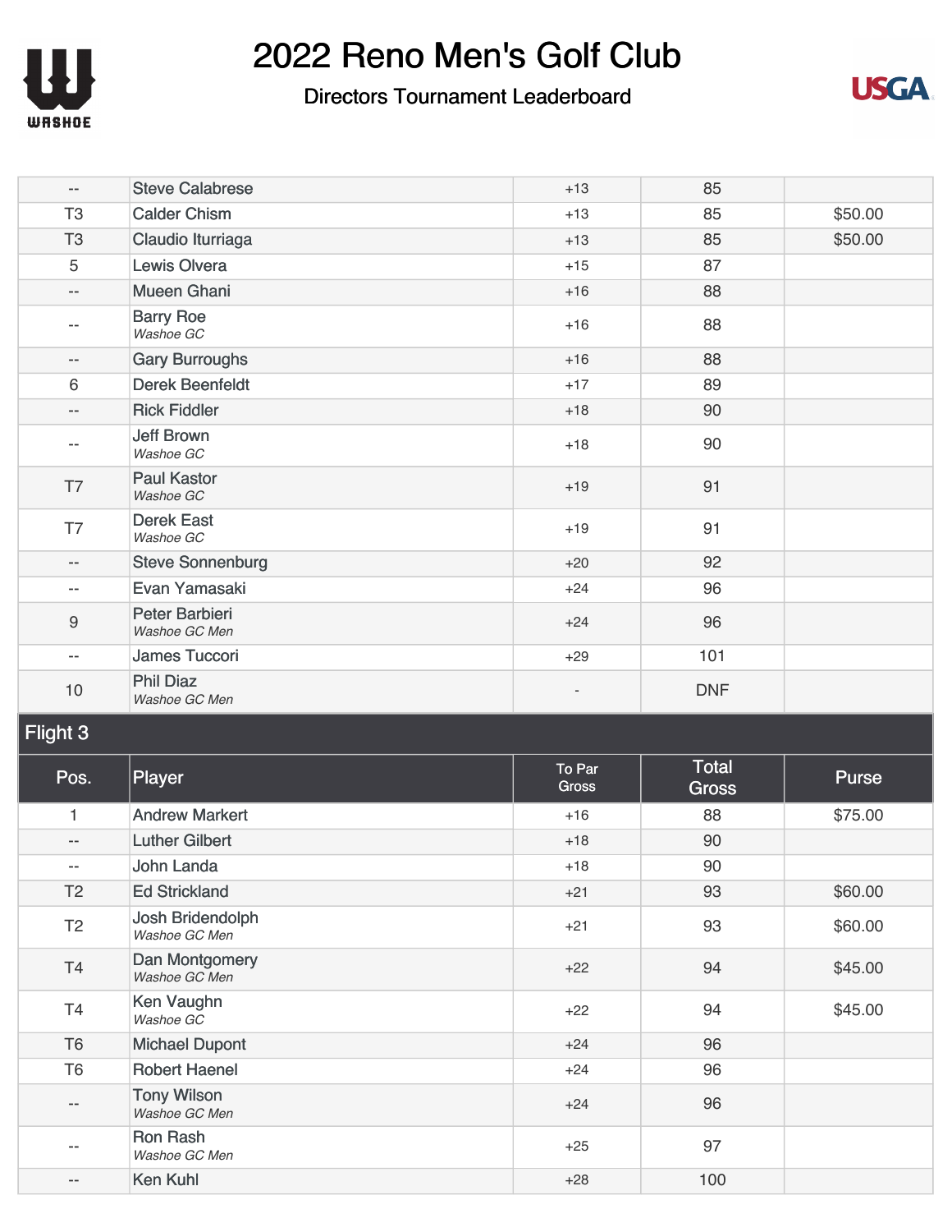# 2022 Reno Men's Golf Club

## Directors Tournament Leaderboard

| | | | | |
|---|---|---|---|---|
| -- | Steve Calabrese | +13 | 85 | |
| T3 | Calder Chism | +13 | 85 | $50.00 |
| T3 | Claudio Iturriaga | +13 | 85 | $50.00 |
| 5 | Lewis Olvera | +15 | 87 | |
| -- | Mueen Ghani | +16 | 88 | |
| -- | Barry Roe *Washoe GC* | +16 | 88 | |
| -- | Gary Burroughs | +16 | 88 | |
| 6 | Derek Beenfeldt | +17 | 89 | |
| -- | Rick Fiddler | +18 | 90 | |
| -- | Jeff Brown *Washoe GC* | +18 | 90 | |
| T7 | Paul Kastor *Washoe GC* | +19 | 91 | |
| T7 | Derek East *Washoe GC* | +19 | 91 | |
| -- | Steve Sonnenburg | +20 | 92 | |
| -- | Evan Yamasaki | +24 | 96 | |
| 9 | Peter Barbieri *Washoe GC Men* | +24 | 96 | |
| -- | James Tuccori | +29 | 101 | |
| 10 | Phil Diaz *Washoe GC Men* | - | DNF | |

## Flight 3

| Pos. | Player | To Par Gross | Total Gross | Purse |
|---|---|---|---|---|
| 1 | Andrew Markert | +16 | 88 | $75.00 |
| -- | Luther Gilbert | +18 | 90 | |
| -- | John Landa | +18 | 90 | |
| T2 | Ed Strickland | +21 | 93 | $60.00 |
| T2 | Josh Bridendolph *Washoe GC Men* | +21 | 93 | $60.00 |
| T4 | Dan Montgomery *Washoe GC Men* | +22 | 94 | $45.00 |
| T4 | Ken Vaughn *Washoe GC* | +22 | 94 | $45.00 |
| T6 | Michael Dupont | +24 | 96 | |
| T6 | Robert Haenel | +24 | 96 | |
| -- | Tony Wilson *Washoe GC Men* | +24 | 96 | |
| -- | Ron Rash *Washoe GC Men* | +25 | 97 | |
| -- | Ken Kuhl | +28 | 100 | |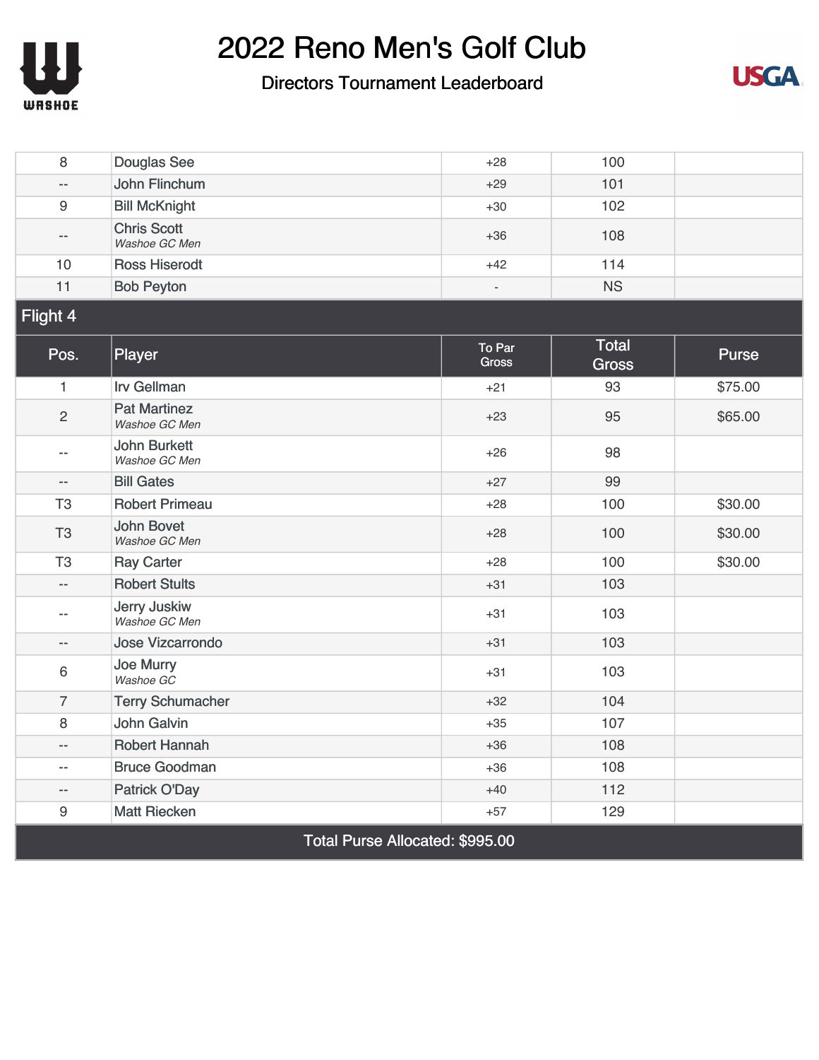# 2022 Reno Men's Golf Club

## Directors Tournament Leaderboard

| Pos. | Player | To Par Gross | Total Gross | Purse |
|---|---|---|---|---|
| 8 | Douglas See | +28 | 100 | |
| -- | John Flinchum | +29 | 101 | |
| 9 | Bill McKnight | +30 | 102 | |
| -- | Chris Scott *Washoe GC Men* | +36 | 108 | |
| 10 | Ross Hiserodt | +42 | 114 | |
| 11 | Bob Peyton | - | NS | |

### Flight 4

| Pos. | Player | To Par Gross | Total Gross | Purse |
|---|---|---|---|---|
| 1 | Irv Gellman | +21 | 93 | $75.00 |
| 2 | Pat Martinez *Washoe GC Men* | +23 | 95 | $65.00 |
| -- | John Burkett *Washoe GC Men* | +26 | 98 | |
| -- | Bill Gates | +27 | 99 | |
| T3 | Robert Primeau | +28 | 100 | $30.00 |
| T3 | John Bovet *Washoe GC Men* | +28 | 100 | $30.00 |
| T3 | Ray Carter | +28 | 100 | $30.00 |
| -- | Robert Stults | +31 | 103 | |
| -- | Jerry Juskiw *Washoe GC Men* | +31 | 103 | |
| -- | Jose Vizcarrondo | +31 | 103 | |
| 6 | Joe Murry *Washoe GC* | +31 | 103 | |
| 7 | Terry Schumacher | +32 | 104 | |
| 8 | John Galvin | +35 | 107 | |
| -- | Robert Hannah | +36 | 108 | |
| -- | Bruce Goodman | +36 | 108 | |
| -- | Patrick O'Day | +40 | 112 | |
| 9 | Matt Riecken | +57 | 129 | |

Total Purse Allocated: $995.00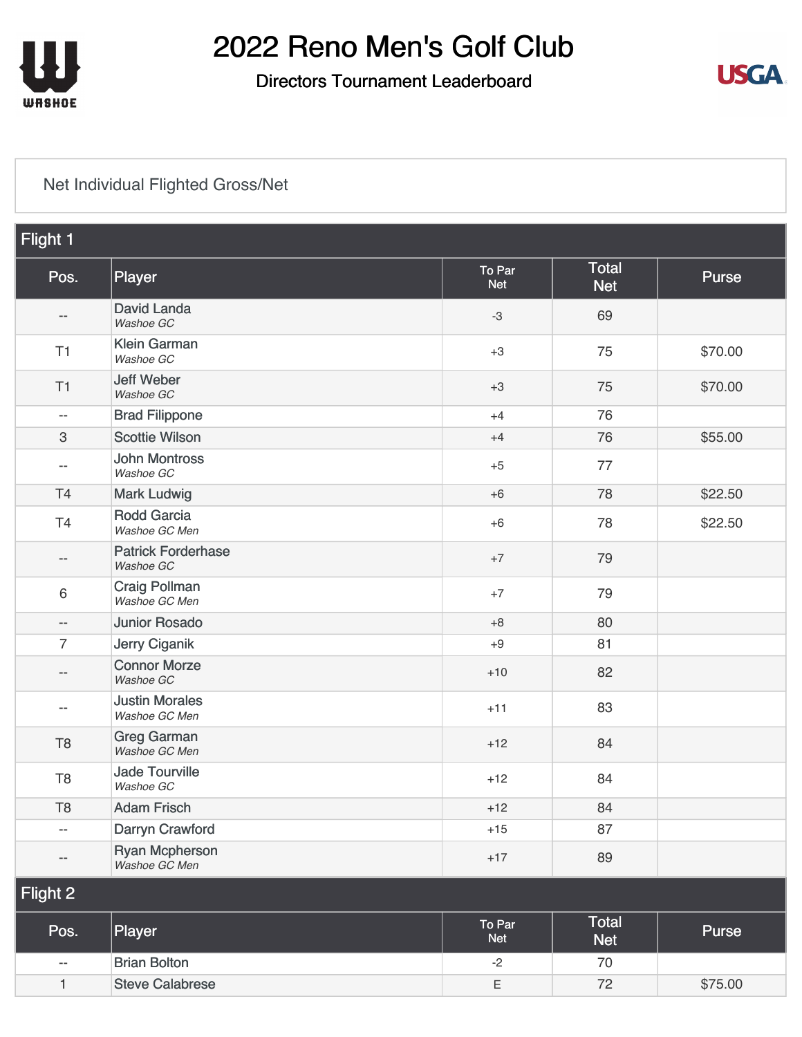# 2022 Reno Men's Golf Club

Directors Tournament Leaderboard

Net Individual Flighted Gross/Net

## Flight 1

| Pos. | Player | To Par Net | Total Net | Purse |
|---|---|---|---|---|
| -- | David Landa *Washoe GC* | -3 | 69 | |
| T1 | Klein Garman *Washoe GC* | +3 | 75 | $70.00 |
| T1 | Jeff Weber *Washoe GC* | +3 | 75 | $70.00 |
| -- | Brad Filippone | +4 | 76 | |
| 3 | Scottie Wilson | +4 | 76 | $55.00 |
| -- | John Montross *Washoe GC* | +5 | 77 | |
| T4 | Mark Ludwig | +6 | 78 | $22.50 |
| T4 | Rodd Garcia *Washoe GC Men* | +6 | 78 | $22.50 |
| -- | Patrick Forderhase *Washoe GC* | +7 | 79 | |
| 6 | Craig Pollman *Washoe GC Men* | +7 | 79 | |
| -- | Junior Rosado | +8 | 80 | |
| 7 | Jerry Ciganik | +9 | 81 | |
| -- | Connor Morze *Washoe GC* | +10 | 82 | |
| -- | Justin Morales *Washoe GC Men* | +11 | 83 | |
| T8 | Greg Garman *Washoe GC Men* | +12 | 84 | |
| T8 | Jade Tourville *Washoe GC* | +12 | 84 | |
| T8 | Adam Frisch | +12 | 84 | |
| -- | Darryn Crawford | +15 | 87 | |
| -- | Ryan Mcpherson *Washoe GC Men* | +17 | 89 | |

## Flight 2

| Pos. | Player | To Par Net | Total Net | Purse |
|---|---|---|---|---|
| -- | Brian Bolton | -2 | 70 | |
| 1 | Steve Calabrese | E | 72 | $75.00 |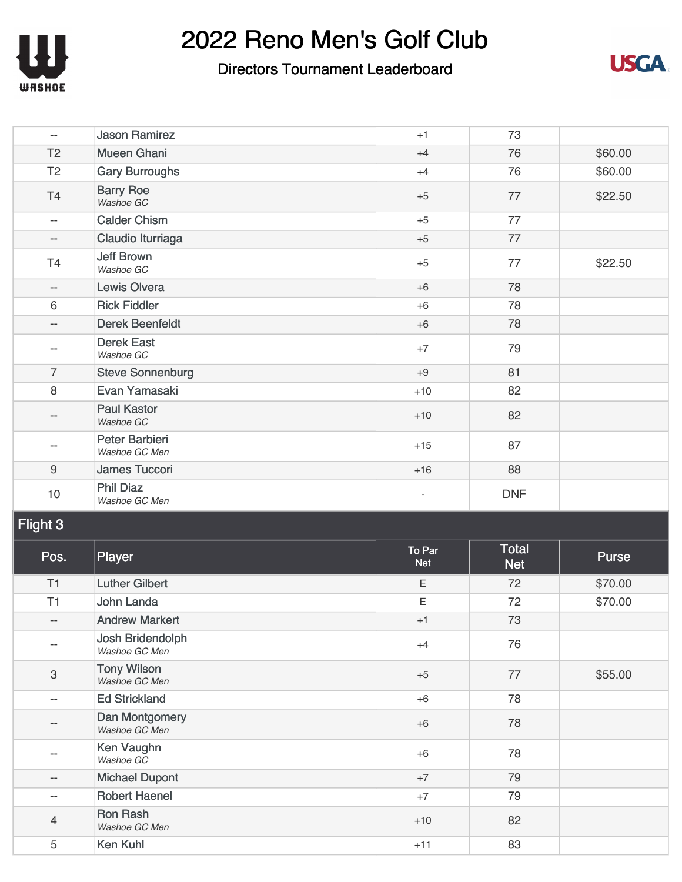# 2022 Reno Men's Golf Club

## Directors Tournament Leaderboard

| Pos. | Player | To Par Net | Total Net | Purse |
|---|---|---|---|---|
| -- | Jason Ramirez | +1 | 73 | |
| T2 | Mueen Ghani | +4 | 76 | $60.00 |
| T2 | Gary Burroughs | +4 | 76 | $60.00 |
| T4 | Barry Roe *Washoe GC* | +5 | 77 | $22.50 |
| -- | Calder Chism | +5 | 77 | |
| -- | Claudio Iturriaga | +5 | 77 | |
| T4 | Jeff Brown *Washoe GC* | +5 | 77 | $22.50 |
| -- | Lewis Olvera | +6 | 78 | |
| 6 | Rick Fiddler | +6 | 78 | |
| -- | Derek Beenfeldt | +6 | 78 | |
| -- | Derek East *Washoe GC* | +7 | 79 | |
| 7 | Steve Sonnenburg | +9 | 81 | |
| 8 | Evan Yamasaki | +10 | 82 | |
| -- | Paul Kastor *Washoe GC* | +10 | 82 | |
| -- | Peter Barbieri *Washoe GC Men* | +15 | 87 | |
| 9 | James Tuccori | +16 | 88 | |
| 10 | Phil Diaz *Washoe GC Men* | - | DNF | |

### Flight 3

| Pos. | Player | To Par Net | Total Net | Purse |
|---|---|---|---|---|
| T1 | Luther Gilbert | E | 72 | $70.00 |
| T1 | John Landa | E | 72 | $70.00 |
| -- | Andrew Markert | +1 | 73 | |
| -- | Josh Bridendolph *Washoe GC Men* | +4 | 76 | |
| 3 | Tony Wilson *Washoe GC Men* | +5 | 77 | $55.00 |
| -- | Ed Strickland | +6 | 78 | |
| -- | Dan Montgomery *Washoe GC Men* | +6 | 78 | |
| -- | Ken Vaughn *Washoe GC* | +6 | 78 | |
| -- | Michael Dupont | +7 | 79 | |
| -- | Robert Haenel | +7 | 79 | |
| 4 | Ron Rash *Washoe GC Men* | +10 | 82 | |
| 5 | Ken Kuhl | +11 | 83 | |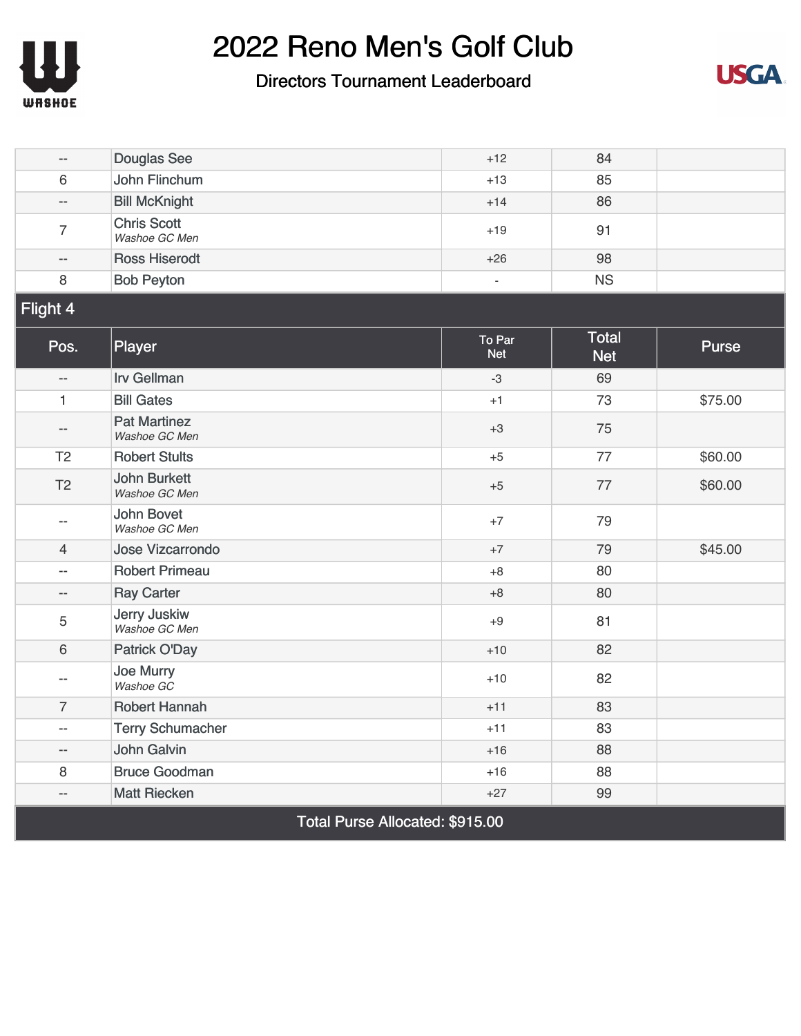# 2022 Reno Men's Golf Club

## Directors Tournament Leaderboard

| Pos. | Player | To Par Net | Total Net | Purse |
|---|---|---|---|---|
| -- | Douglas See | +12 | 84 | |
| 6 | John Flinchum | +13 | 85 | |
| -- | Bill McKnight | +14 | 86 | |
| 7 | Chris Scott *Washoe GC Men* | +19 | 91 | |
| -- | Ross Hiserodt | +26 | 98 | |
| 8 | Bob Peyton | - | NS | |

### Flight 4

| Pos. | Player | To Par Net | Total Net | Purse |
|---|---|---|---|---|
| -- | Irv Gellman | -3 | 69 | |
| 1 | Bill Gates | +1 | 73 | $75.00 |
| -- | Pat Martinez *Washoe GC Men* | +3 | 75 | |
| T2 | Robert Stults | +5 | 77 | $60.00 |
| T2 | John Burkett *Washoe GC Men* | +5 | 77 | $60.00 |
| -- | John Bovet *Washoe GC Men* | +7 | 79 | |
| 4 | Jose Vizcarrondo | +7 | 79 | $45.00 |
| -- | Robert Primeau | +8 | 80 | |
| -- | Ray Carter | +8 | 80 | |
| 5 | Jerry Juskiw *Washoe GC Men* | +9 | 81 | |
| 6 | Patrick O'Day | +10 | 82 | |
| -- | Joe Murry *Washoe GC* | +10 | 82 | |
| 7 | Robert Hannah | +11 | 83 | |
| -- | Terry Schumacher | +11 | 83 | |
| -- | John Galvin | +16 | 88 | |
| 8 | Bruce Goodman | +16 | 88 | |
| -- | Matt Riecken | +27 | 99 | |

Total Purse Allocated: $915.00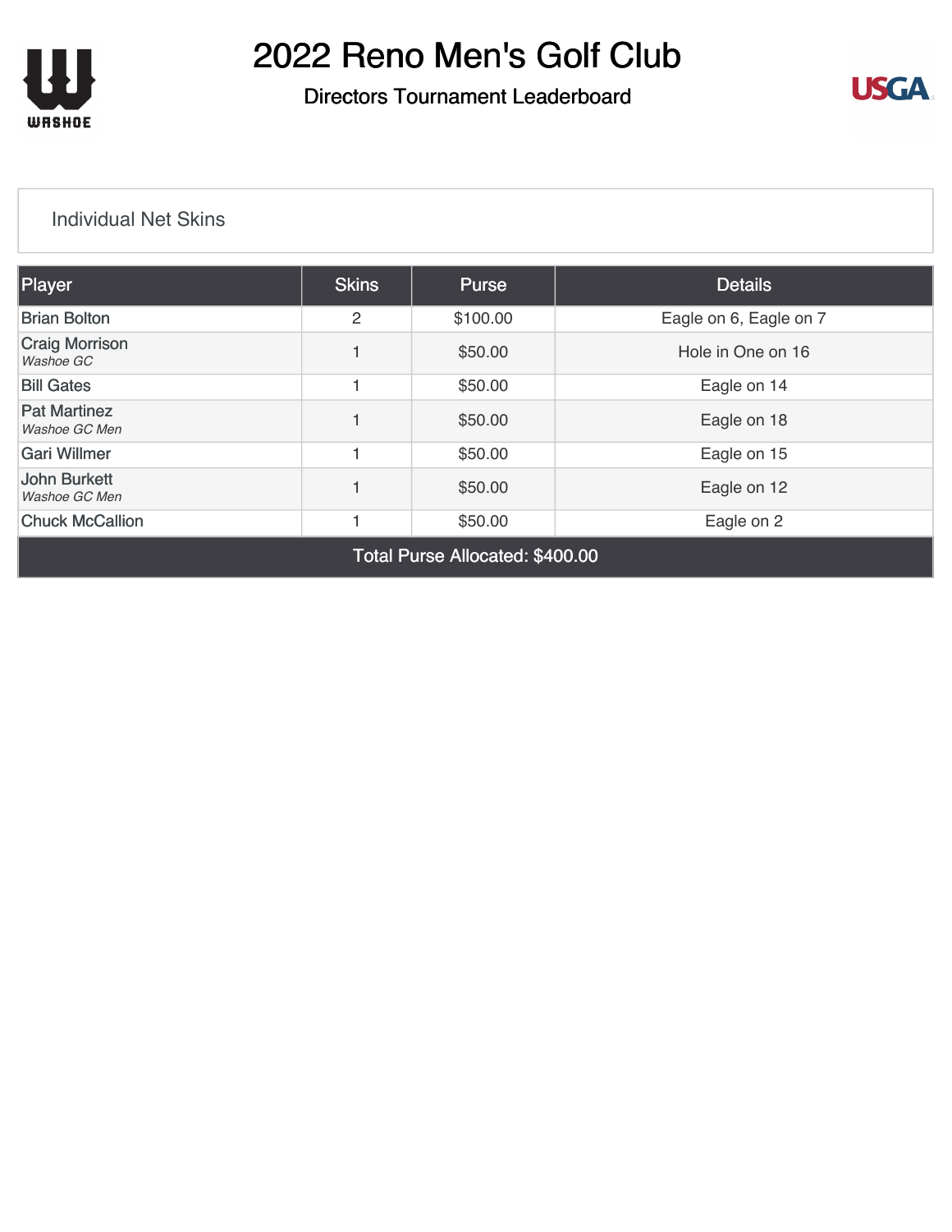# 2022 Reno Men's Golf Club

## Directors Tournament Leaderboard

### Individual Net Skins

| Player | Skins | Purse | Details |
|---|---|---|---|
| Brian Bolton | 2 | $100.00 | Eagle on 6, Eagle on 7 |
| Craig Morrison *Washoe GC* | 1 | $50.00 | Hole in One on 16 |
| Bill Gates | 1 | $50.00 | Eagle on 14 |
| Pat Martinez *Washoe GC Men* | 1 | $50.00 | Eagle on 18 |
| Gari Willmer | 1 | $50.00 | Eagle on 15 |
| John Burkett *Washoe GC Men* | 1 | $50.00 | Eagle on 12 |
| Chuck McCallion | 1 | $50.00 | Eagle on 2 |
| Total Purse Allocated: $400.00 | | | |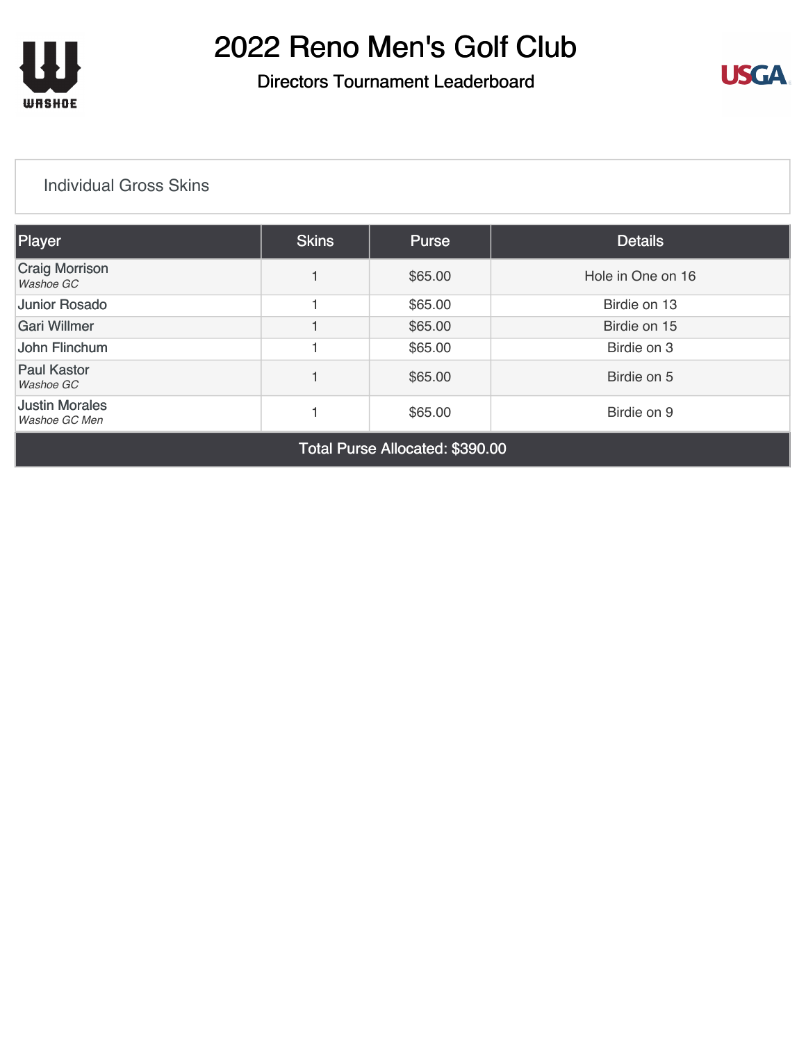# 2022 Reno Men's Golf Club

## Directors Tournament Leaderboard

### Individual Gross Skins

| Player | Skins | Purse | Details |
|---|---|---|---|
| Craig Morrison *Washoe GC* | 1 | $65.00 | Hole in One on 16 |
| Junior Rosado | 1 | $65.00 | Birdie on 13 |
| Gari Willmer | 1 | $65.00 | Birdie on 15 |
| John Flinchum | 1 | $65.00 | Birdie on 3 |
| Paul Kastor *Washoe GC* | 1 | $65.00 | Birdie on 5 |
| Justin Morales *Washoe GC Men* | 1 | $65.00 | Birdie on 9 |
| Total Purse Allocated: $390.00 | | | |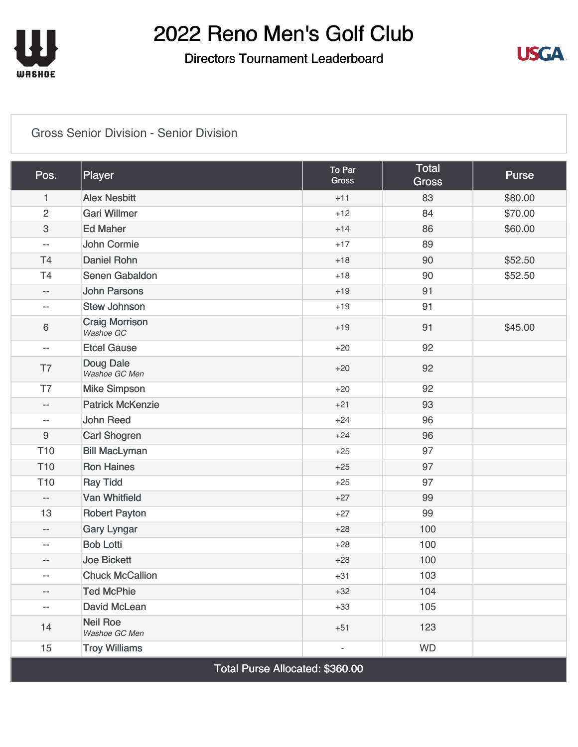# 2022 Reno Men's Golf Club

## Directors Tournament Leaderboard

### Gross Senior Division - Senior Division

| Pos. | Player | To Par Gross | Total Gross | Purse |
|---|---|---|---|---|
| 1 | Alex Nesbitt | +11 | 83 | $80.00 |
| 2 | Gari Willmer | +12 | 84 | $70.00 |
| 3 | Ed Maher | +14 | 86 | $60.00 |
| -- | John Cormie | +17 | 89 | |
| T4 | Daniel Rohn | +18 | 90 | $52.50 |
| T4 | Senen Gabaldon | +18 | 90 | $52.50 |
| -- | John Parsons | +19 | 91 | |
| -- | Stew Johnson | +19 | 91 | |
| 6 | Craig Morrison *Washoe GC* | +19 | 91 | $45.00 |
| -- | Etcel Gause | +20 | 92 | |
| T7 | Doug Dale *Washoe GC Men* | +20 | 92 | |
| T7 | Mike Simpson | +20 | 92 | |
| -- | Patrick McKenzie | +21 | 93 | |
| -- | John Reed | +24 | 96 | |
| 9 | Carl Shogren | +24 | 96 | |
| T10 | Bill MacLyman | +25 | 97 | |
| T10 | Ron Haines | +25 | 97 | |
| T10 | Ray Tidd | +25 | 97 | |
| -- | Van Whitfield | +27 | 99 | |
| 13 | Robert Payton | +27 | 99 | |
| -- | Gary Lyngar | +28 | 100 | |
| -- | Bob Lotti | +28 | 100 | |
| -- | Joe Bickett | +28 | 100 | |
| -- | Chuck McCallion | +31 | 103 | |
| -- | Ted McPhie | +32 | 104 | |
| -- | David McLean | +33 | 105 | |
| 14 | Neil Roe *Washoe GC Men* | +51 | 123 | |
| 15 | Troy Williams | - | WD | |

**Total Purse Allocated: $360.00**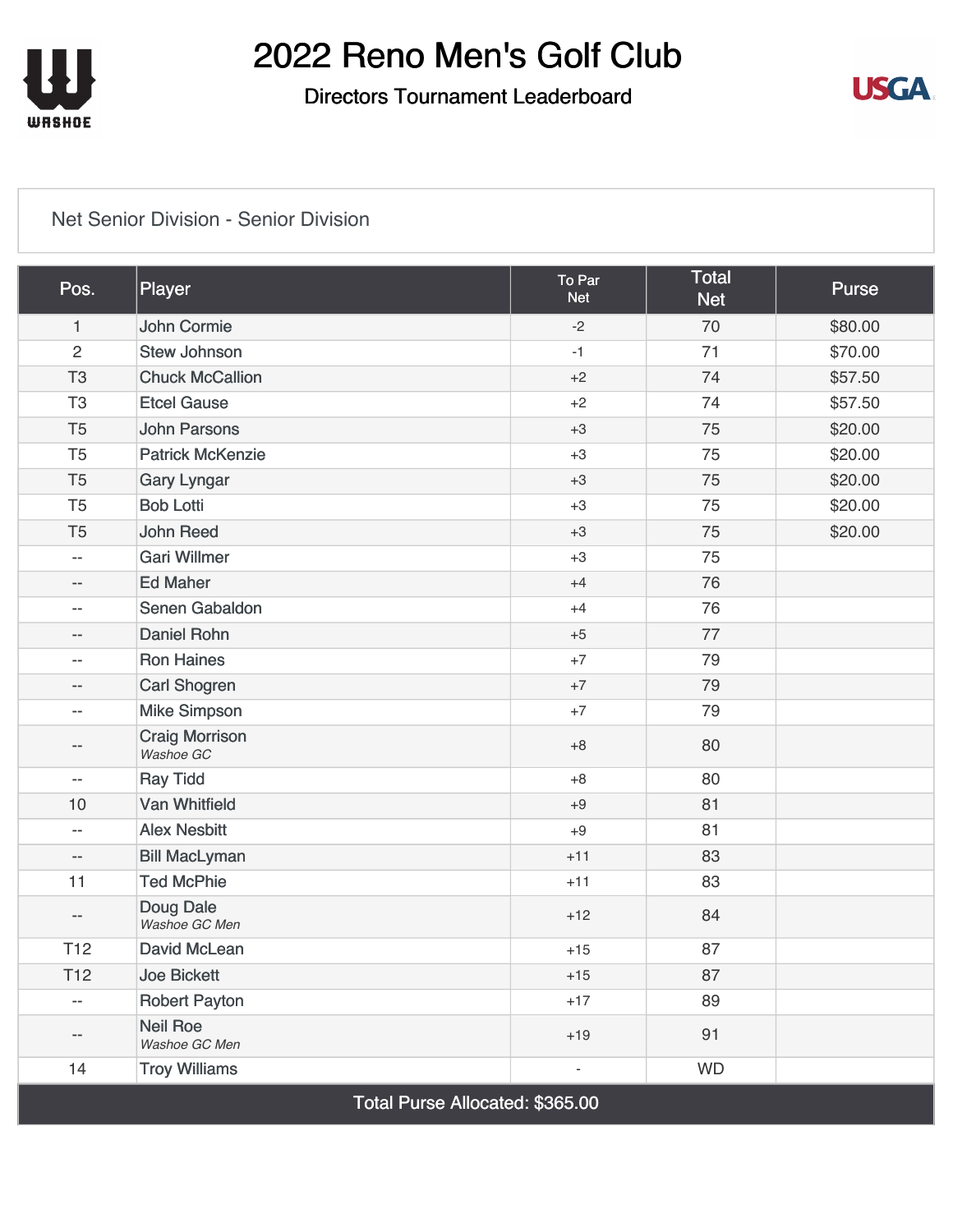# 2022 Reno Men's Golf Club

## Directors Tournament Leaderboard

### Net Senior Division - Senior Division

| Pos. | Player | To Par Net | Total Net | Purse |
|---|---|---|---|---|
| 1 | John Cormie | -2 | 70 | $80.00 |
| 2 | Stew Johnson | -1 | 71 | $70.00 |
| T3 | Chuck McCallion | +2 | 74 | $57.50 |
| T3 | Etcel Gause | +2 | 74 | $57.50 |
| T5 | John Parsons | +3 | 75 | $20.00 |
| T5 | Patrick McKenzie | +3 | 75 | $20.00 |
| T5 | Gary Lyngar | +3 | 75 | $20.00 |
| T5 | Bob Lotti | +3 | 75 | $20.00 |
| T5 | John Reed | +3 | 75 | $20.00 |
| -- | Gari Willmer | +3 | 75 | |
| -- | Ed Maher | +4 | 76 | |
| -- | Senen Gabaldon | +4 | 76 | |
| -- | Daniel Rohn | +5 | 77 | |
| -- | Ron Haines | +7 | 79 | |
| -- | Carl Shogren | +7 | 79 | |
| -- | Mike Simpson | +7 | 79 | |
| -- | Craig Morrison *Washoe GC* | +8 | 80 | |
| -- | Ray Tidd | +8 | 80 | |
| 10 | Van Whitfield | +9 | 81 | |
| -- | Alex Nesbitt | +9 | 81 | |
| -- | Bill MacLyman | +11 | 83 | |
| 11 | Ted McPhie | +11 | 83 | |
| -- | Doug Dale *Washoe GC Men* | +12 | 84 | |
| T12 | David McLean | +15 | 87 | |
| T12 | Joe Bickett | +15 | 87 | |
| -- | Robert Payton | +17 | 89 | |
| -- | Neil Roe *Washoe GC Men* | +19 | 91 | |
| 14 | Troy Williams | - | WD | |

**Total Purse Allocated: $365.00**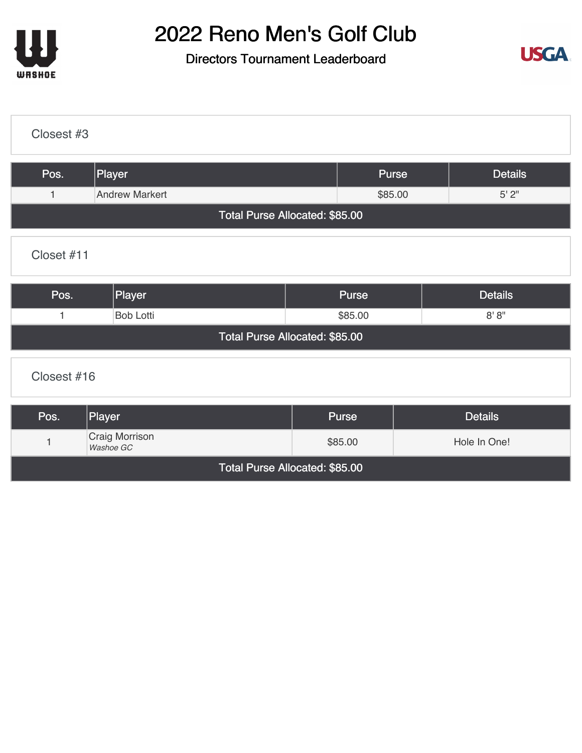# 2022 Reno Men's Golf Club

## Directors Tournament Leaderboard

### Closest #3

| Pos. | Player | Purse | Details |
| --- | --- | --- | --- |
| 1 | Andrew Markert | $85.00 | 5' 2" |
| Total Purse Allocated: $85.00 | | | |

### Closet #11

| Pos. | Player | Purse | Details |
| --- | --- | --- | --- |
| 1 | Bob Lotti | $85.00 | 8' 8" |
| Total Purse Allocated: $85.00 | | | |

### Closest #16

| Pos. | Player | Purse | Details |
| --- | --- | --- | --- |
| 1 | Craig Morrison *Washoe GC* | $85.00 | Hole In One! |
| Total Purse Allocated: $85.00 | | | |